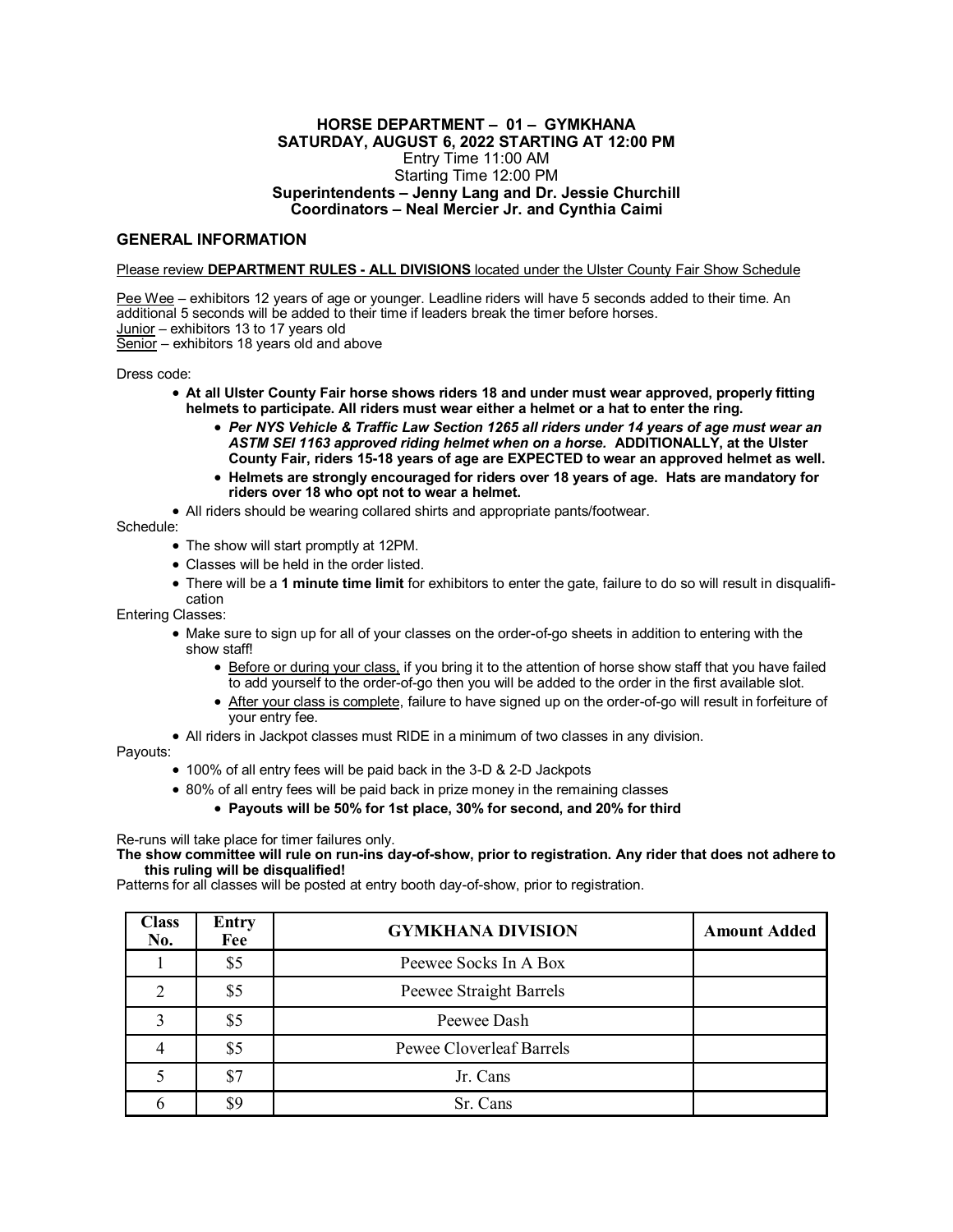# HORSE DEPARTMENT – 01 – GYMKHANA
## SATURDAY, AUGUST 6, 2022 STARTING AT 12:00 PM

Entry Time 11:00 AM
Starting Time 12:00 PM

**Superintendents – Jenny Lang and Dr. Jessie Churchill**
**Coordinators – Neal Mercier Jr. and Cynthia Caimi**

## GENERAL INFORMATION

Please review **DEPARTMENT RULES - ALL DIVISIONS** located under the Ulster County Fair Show Schedule

Pee Wee – exhibitors 12 years of age or younger. Leadline riders will have 5 seconds added to their time. An additional 5 seconds will be added to their time if leaders break the timer before horses.
Junior – exhibitors 13 to 17 years old
Senior – exhibitors 18 years old and above

Dress code:

- **At all Ulster County Fair horse shows riders 18 and under must wear approved, properly fitting helmets to participate. All riders must wear either a helmet or a hat to enter the ring.**
  - ***Per NYS Vehicle & Traffic Law Section 1265 all riders under 14 years of age must wear an ASTM SEI 1163 approved riding helmet when on a horse.*** **ADDITIONALLY, at the Ulster County Fair, riders 15-18 years of age are EXPECTED to wear an approved helmet as well.**
  - **Helmets are strongly encouraged for riders over 18 years of age. Hats are mandatory for riders over 18 who opt not to wear a helmet.**
- All riders should be wearing collared shirts and appropriate pants/footwear.

Schedule:

- The show will start promptly at 12PM.
- Classes will be held in the order listed.
- There will be a **1 minute time limit** for exhibitors to enter the gate, failure to do so will result in disqualification

Entering Classes:

- Make sure to sign up for all of your classes on the order-of-go sheets in addition to entering with the show staff!
  - Before or during your class, if you bring it to the attention of horse show staff that you have failed to add yourself to the order-of-go then you will be added to the order in the first available slot.
  - After your class is complete, failure to have signed up on the order-of-go will result in forfeiture of your entry fee.
- All riders in Jackpot classes must RIDE in a minimum of two classes in any division.

Payouts:

- 100% of all entry fees will be paid back in the 3-D & 2-D Jackpots
- 80% of all entry fees will be paid back in prize money in the remaining classes
  - **Payouts will be 50% for 1st place, 30% for second, and 20% for third**

Re-runs will take place for timer failures only.

**The show committee will rule on run-ins day-of-show, prior to registration. Any rider that does not adhere to this ruling will be disqualified!**

Patterns for all classes will be posted at entry booth day-of-show, prior to registration.

| Class No. | Entry Fee | GYMKHANA DIVISION | Amount Added |
|---|---|---|---|
| 1 | $5 | Peewee Socks In A Box | |
| 2 | $5 | Peewee Straight Barrels | |
| 3 | $5 | Peewee Dash | |
| 4 | $5 | Pewee Cloverleaf Barrels | |
| 5 | $7 | Jr. Cans | |
| 6 | $9 | Sr. Cans | |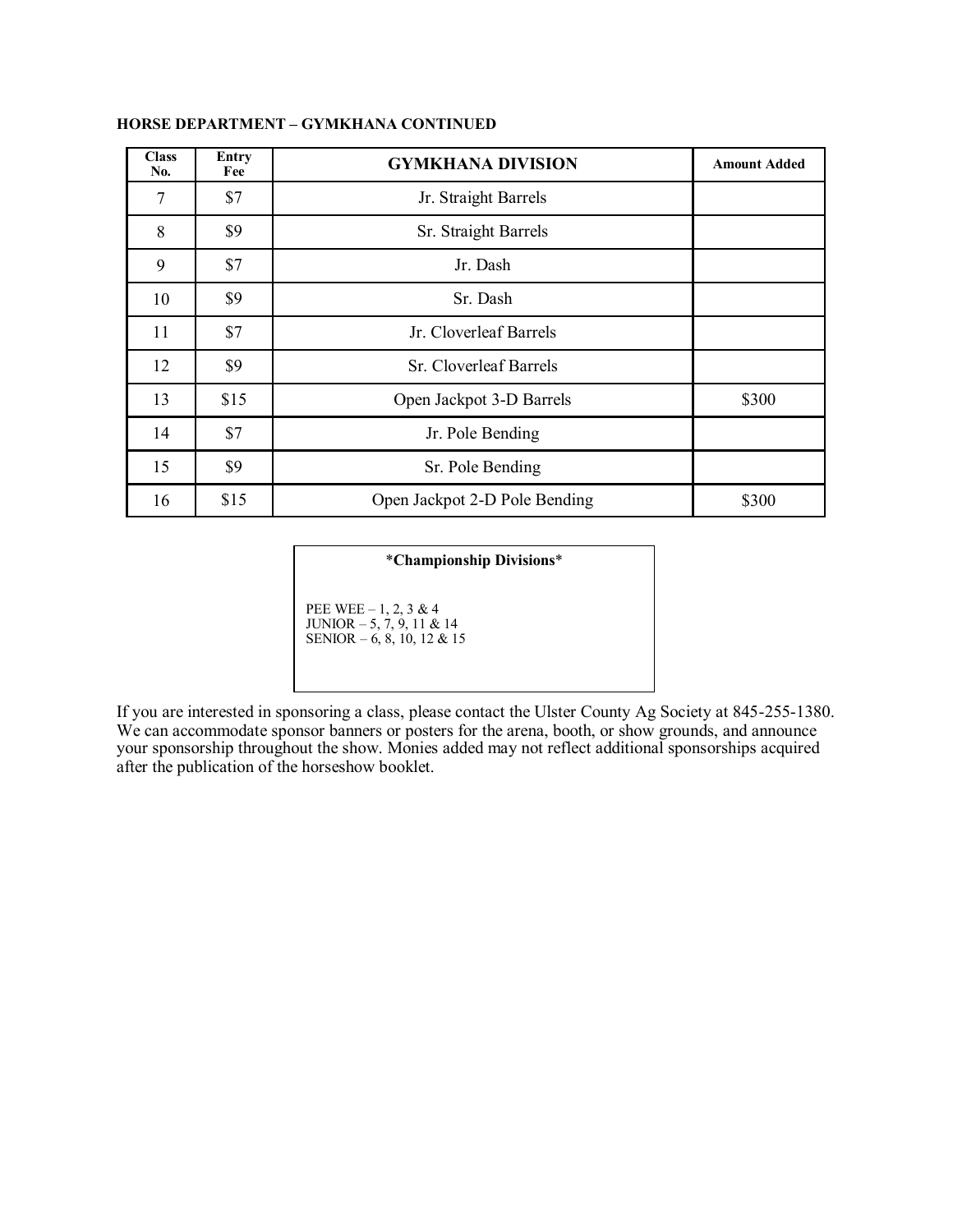**HORSE DEPARTMENT – GYMKHANA CONTINUED**

| Class No. | Entry Fee | GYMKHANA DIVISION | Amount Added |
|---|---|---|---|
| 7 | $7 | Jr. Straight Barrels | |
| 8 | $9 | Sr. Straight Barrels | |
| 9 | $7 | Jr. Dash | |
| 10 | $9 | Sr. Dash | |
| 11 | $7 | Jr. Cloverleaf Barrels | |
| 12 | $9 | Sr. Cloverleaf Barrels | |
| 13 | $15 | Open Jackpot 3-D Barrels | $300 |
| 14 | $7 | Jr. Pole Bending | |
| 15 | $9 | Sr. Pole Bending | |
| 16 | $15 | Open Jackpot 2-D Pole Bending | $300 |

*__Championship Divisions__*

PEE WEE – 1, 2, 3 & 4
JUNIOR – 5, 7, 9, 11 & 14
SENIOR – 6, 8, 10, 12 & 15

If you are interested in sponsoring a class, please contact the Ulster County Ag Society at 845-255-1380. We can accommodate sponsor banners or posters for the arena, booth, or show grounds, and announce your sponsorship throughout the show. Monies added may not reflect additional sponsorships acquired after the publication of the horseshow booklet.